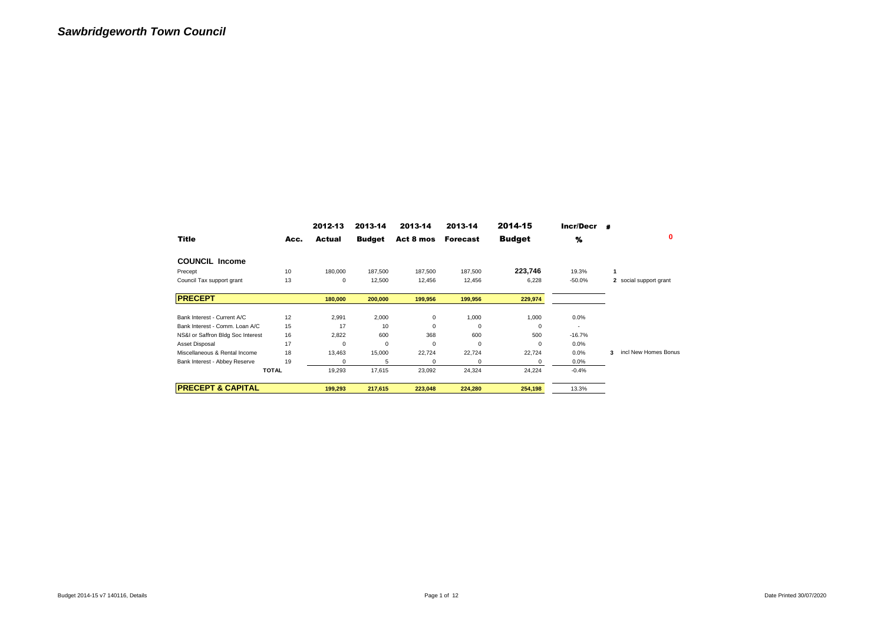# *Sawbridgeworth Town Council*

| Title | Acc. | 2012-13 Actual | 2013-14 Budget | 2013-14 Act 8 mos | 2013-14 Forecast | 2014-15 Budget | Incr/Decr % | # | 0 |
|---|---|---|---|---|---|---|---|---|---|
| **COUNCIL Income** | | | | | | | | | |
| Precept | 10 | 180,000 | 187,500 | 187,500 | 187,500 | **223,746** | 19.3% | 1 | |
| Council Tax support grant | 13 | 0 | 12,500 | 12,456 | 12,456 | 6,228 | -50.0% | 2 | social support grant |
| **PRECEPT** | | **180,000** | **200,000** | **199,956** | **199,956** | **229,974** | | | |
| Bank Interest - Current A/C | 12 | 2,991 | 2,000 | 0 | 1,000 | 1,000 | 0.0% | | |
| Bank Interest - Comm. Loan A/C | 15 | 17 | 10 | 0 | 0 | 0 | - | | |
| NS&I or Saffron Bldg Soc Interest | 16 | 2,822 | 600 | 368 | 600 | 500 | -16.7% | | |
| Asset Disposal | 17 | 0 | 0 | 0 | 0 | 0 | 0.0% | | |
| Miscellaneous & Rental Income | 18 | 13,463 | 15,000 | 22,724 | 22,724 | 22,724 | 0.0% | 3 | incl New Homes Bonus |
| Bank Interest - Abbey Reserve | 19 | 0 | 5 | 0 | 0 | 0 | 0.0% | | |
| **TOTAL** | | 19,293 | 17,615 | 23,092 | 24,324 | 24,224 | -0.4% | | |
| **PRECEPT & CAPITAL** | | **199,293** | **217,615** | **223,048** | **224,280** | **254,198** | 13.3% | | |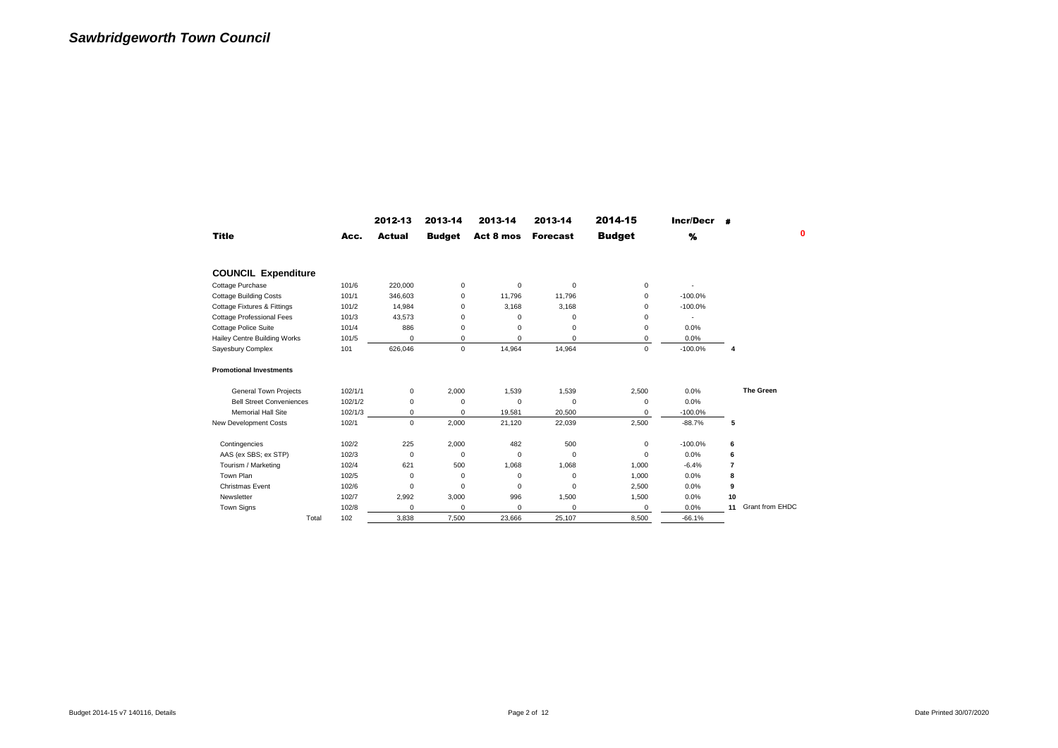# Sawbridgeworth Town Council

| Title | Acc. | 2012-13 Actual | 2013-14 Budget | 2013-14 Act 8 mos | 2013-14 Forecast | 2014-15 Budget | Incr/Decr % | # | 0 |
|---|---|---|---|---|---|---|---|---|---|
| **COUNCIL Expenditure** | | | | | | | | | |
| Cottage Purchase | 101/6 | 220,000 | 0 | 0 | 0 | 0 | - | | |
| Cottage Building Costs | 101/1 | 346,603 | 0 | 11,796 | 11,796 | 0 | -100.0% | | |
| Cottage Fixtures & Fittings | 101/2 | 14,984 | 0 | 3,168 | 3,168 | 0 | -100.0% | | |
| Cottage Professional Fees | 101/3 | 43,573 | 0 | 0 | 0 | 0 | - | | |
| Cottage Police Suite | 101/4 | 886 | 0 | 0 | 0 | 0 | 0.0% | | |
| Hailey Centre Building Works | 101/5 | 0 | 0 | 0 | 0 | 0 | 0.0% | | |
| Sayesbury Complex | 101 | 626,046 | 0 | 14,964 | 14,964 | 0 | -100.0% | 4 | |
| **Promotional Investments** | | | | | | | | | |
| General Town Projects | 102/1/1 | 0 | 2,000 | 1,539 | 1,539 | 2,500 | 0.0% | | **The Green** |
| Bell Street Conveniences | 102/1/2 | 0 | 0 | 0 | 0 | 0 | 0.0% | | |
| Memorial Hall Site | 102/1/3 | 0 | 0 | 19,581 | 20,500 | 0 | -100.0% | | |
| New Development Costs | 102/1 | 0 | 2,000 | 21,120 | 22,039 | 2,500 | -88.7% | 5 | |
| Contingencies | 102/2 | 225 | 2,000 | 482 | 500 | 0 | -100.0% | 6 | |
| AAS (ex SBS; ex STP) | 102/3 | 0 | 0 | 0 | 0 | 0 | 0.0% | 6 | |
| Tourism / Marketing | 102/4 | 621 | 500 | 1,068 | 1,068 | 1,000 | -6.4% | 7 | |
| Town Plan | 102/5 | 0 | 0 | 0 | 0 | 1,000 | 0.0% | 8 | |
| Christmas Event | 102/6 | 0 | 0 | 0 | 0 | 2,500 | 0.0% | 9 | |
| Newsletter | 102/7 | 2,992 | 3,000 | 996 | 1,500 | 1,500 | 0.0% | 10 | |
| Town Signs | 102/8 | 0 | 0 | 0 | 0 | 0 | 0.0% | 11 | Grant from EHDC |
| Total | 102 | 3,838 | 7,500 | 23,666 | 25,107 | 8,500 | -66.1% | | |

Budget 2014-15 v7 140116, Details

Date Printed 30/07/2020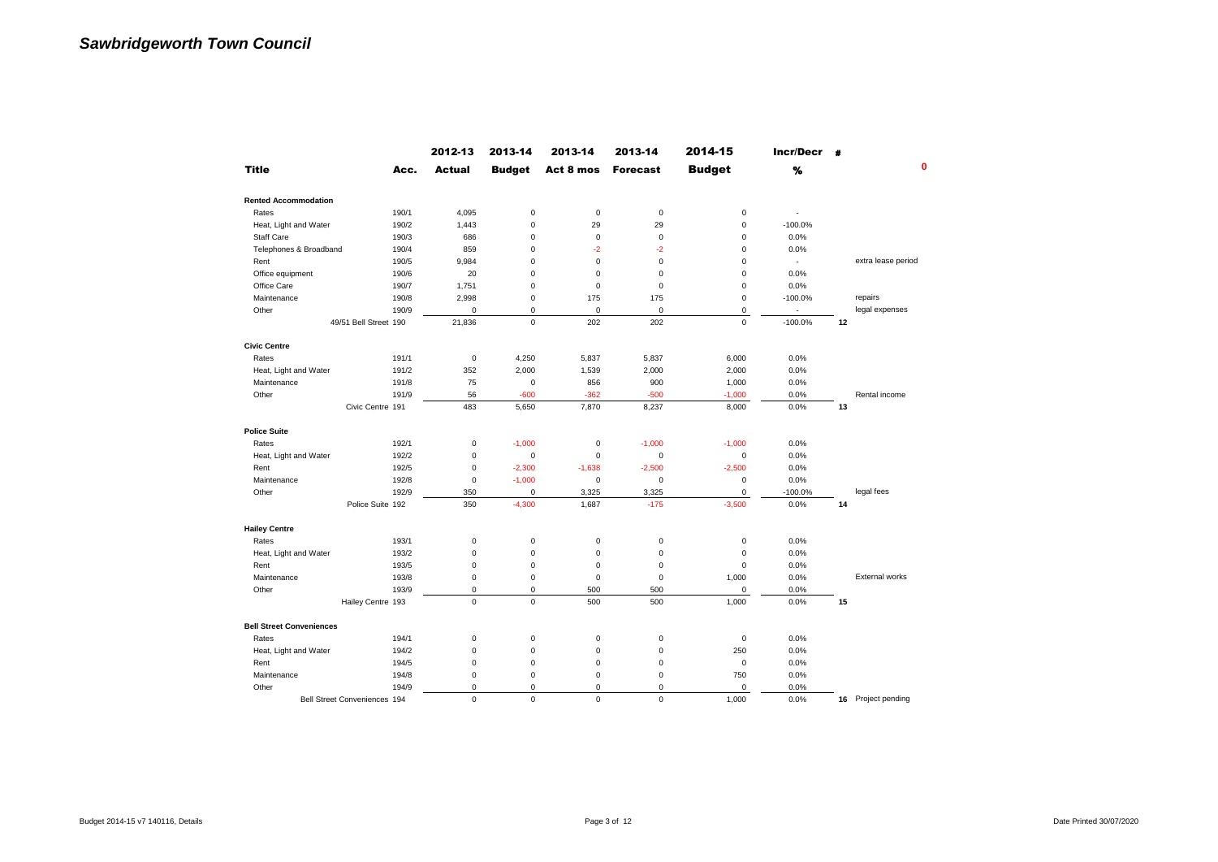# *Sawbridgeworth Town Council*

| Title | Acc. | 2012-13 Actual | 2013-14 Budget | 2013-14 Act 8 mos | 2013-14 Forecast | 2014-15 Budget | Incr/Decr % | # | 0 |
|---|---|---|---|---|---|---|---|---|---|
| **Rented Accommodation** | | | | | | | | | |
| Rates | 190/1 | 4,095 | 0 | 0 | 0 | 0 | - | | |
| Heat, Light and Water | 190/2 | 1,443 | 0 | 29 | 29 | 0 | -100.0% | | |
| Staff Care | 190/3 | 686 | 0 | 0 | 0 | 0 | 0.0% | | |
| Telephones & Broadband | 190/4 | 859 | 0 | -2 | -2 | 0 | 0.0% | | |
| Rent | 190/5 | 9,984 | 0 | 0 | 0 | 0 | - | | extra lease period |
| Office equipment | 190/6 | 20 | 0 | 0 | 0 | 0 | 0.0% | | |
| Office Care | 190/7 | 1,751 | 0 | 0 | 0 | 0 | 0.0% | | |
| Maintenance | 190/8 | 2,998 | 0 | 175 | 175 | 0 | -100.0% | | repairs |
| Other | 190/9 | 0 | 0 | 0 | 0 | 0 | - | | legal expenses |
| 49/51 Bell Street | 190 | 21,836 | 0 | 202 | 202 | 0 | -100.0% | 12 | |
| **Civic Centre** | | | | | | | | | |
| Rates | 191/1 | 0 | 4,250 | 5,837 | 5,837 | 6,000 | 0.0% | | |
| Heat, Light and Water | 191/2 | 352 | 2,000 | 1,539 | 2,000 | 2,000 | 0.0% | | |
| Maintenance | 191/8 | 75 | 0 | 856 | 900 | 1,000 | 0.0% | | |
| Other | 191/9 | 56 | -600 | -362 | -500 | -1,000 | 0.0% | | Rental income |
| Civic Centre | 191 | 483 | 5,650 | 7,870 | 8,237 | 8,000 | 0.0% | 13 | |
| **Police Suite** | | | | | | | | | |
| Rates | 192/1 | 0 | -1,000 | 0 | -1,000 | -1,000 | 0.0% | | |
| Heat, Light and Water | 192/2 | 0 | 0 | 0 | 0 | 0 | 0.0% | | |
| Rent | 192/5 | 0 | -2,300 | -1,638 | -2,500 | -2,500 | 0.0% | | |
| Maintenance | 192/8 | 0 | -1,000 | 0 | 0 | 0 | 0.0% | | |
| Other | 192/9 | 350 | 0 | 3,325 | 3,325 | 0 | -100.0% | | legal fees |
| Police Suite | 192 | 350 | -4,300 | 1,687 | -175 | -3,500 | 0.0% | 14 | |
| **Hailey Centre** | | | | | | | | | |
| Rates | 193/1 | 0 | 0 | 0 | 0 | 0 | 0.0% | | |
| Heat, Light and Water | 193/2 | 0 | 0 | 0 | 0 | 0 | 0.0% | | |
| Rent | 193/5 | 0 | 0 | 0 | 0 | 0 | 0.0% | | |
| Maintenance | 193/8 | 0 | 0 | 0 | 0 | 1,000 | 0.0% | | External works |
| Other | 193/9 | 0 | 0 | 500 | 500 | 0 | 0.0% | | |
| Hailey Centre | 193 | 0 | 0 | 500 | 500 | 1,000 | 0.0% | 15 | |
| **Bell Street Conveniences** | | | | | | | | | |
| Rates | 194/1 | 0 | 0 | 0 | 0 | 0 | 0.0% | | |
| Heat, Light and Water | 194/2 | 0 | 0 | 0 | 0 | 250 | 0.0% | | |
| Rent | 194/5 | 0 | 0 | 0 | 0 | 0 | 0.0% | | |
| Maintenance | 194/8 | 0 | 0 | 0 | 0 | 750 | 0.0% | | |
| Other | 194/9 | 0 | 0 | 0 | 0 | 0 | 0.0% | | |
| Bell Street Conveniences | 194 | 0 | 0 | 0 | 0 | 1,000 | 0.0% | 16 | Project pending |

Budget 2014-15 v7 140116, Details — Date Printed 30/07/2020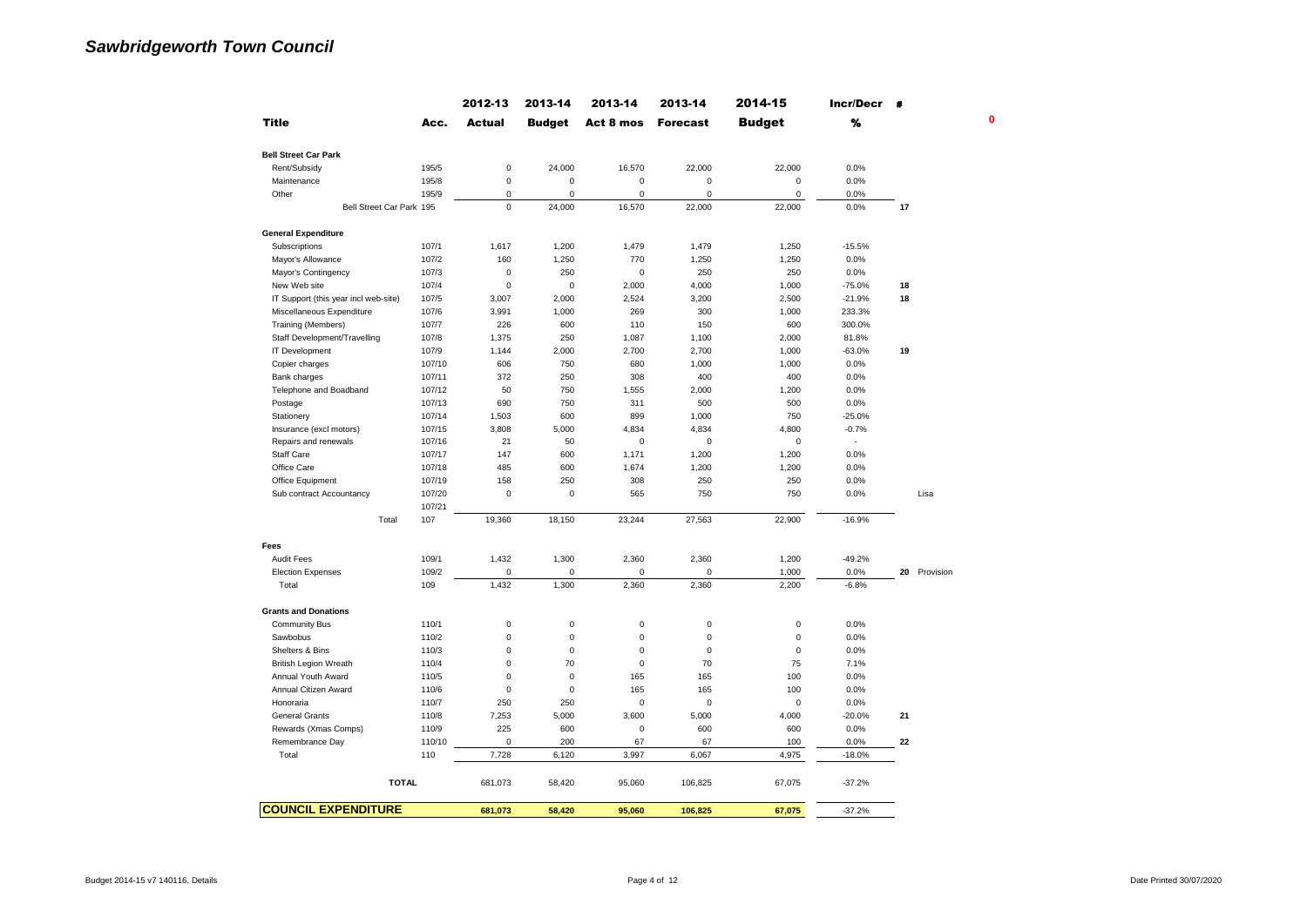# *Sawbridgeworth Town Council*

| Title | Acc. | 2012-13 Actual | 2013-14 Budget | 2013-14 Act 8 mos | 2013-14 Forecast | 2014-15 Budget | Incr/Decr % | # | | 0 |
|---|---|---|---|---|---|---|---|---|---|---|
| **Bell Street Car Park** | | | | | | | | | | |
| Rent/Subsidy | 195/5 | 0 | 24,000 | 16,570 | 22,000 | 22,000 | 0.0% | | | |
| Maintenance | 195/8 | 0 | 0 | 0 | 0 | 0 | 0.0% | | | |
| Other | 195/9 | 0 | 0 | 0 | 0 | 0 | 0.0% | | | |
| Bell Street Car Park | 195 | 0 | 24,000 | 16,570 | 22,000 | 22,000 | 0.0% | 17 | | |
| **General Expenditure** | | | | | | | | | | |
| Subscriptions | 107/1 | 1,617 | 1,200 | 1,479 | 1,479 | 1,250 | -15.5% | | | |
| Mayor's Allowance | 107/2 | 160 | 1,250 | 770 | 1,250 | 1,250 | 0.0% | | | |
| Mayor's Contingency | 107/3 | 0 | 250 | 0 | 250 | 250 | 0.0% | | | |
| New Web site | 107/4 | 0 | 0 | 2,000 | 4,000 | 1,000 | -75.0% | 18 | | |
| IT Support (this year incl web-site) | 107/5 | 3,007 | 2,000 | 2,524 | 3,200 | 2,500 | -21.9% | 18 | | |
| Miscellaneous Expenditure | 107/6 | 3,991 | 1,000 | 269 | 300 | 1,000 | 233.3% | | | |
| Training (Members) | 107/7 | 226 | 600 | 110 | 150 | 600 | 300.0% | | | |
| Staff Development/Travelling | 107/8 | 1,375 | 250 | 1,087 | 1,100 | 2,000 | 81.8% | | | |
| IT Development | 107/9 | 1,144 | 2,000 | 2,700 | 2,700 | 1,000 | -63.0% | 19 | | |
| Copier charges | 107/10 | 606 | 750 | 680 | 1,000 | 1,000 | 0.0% | | | |
| Bank charges | 107/11 | 372 | 250 | 308 | 400 | 400 | 0.0% | | | |
| Telephone and Boadband | 107/12 | 50 | 750 | 1,555 | 2,000 | 1,200 | 0.0% | | | |
| Postage | 107/13 | 690 | 750 | 311 | 500 | 500 | 0.0% | | | |
| Stationery | 107/14 | 1,503 | 600 | 899 | 1,000 | 750 | -25.0% | | | |
| Insurance (excl motors) | 107/15 | 3,808 | 5,000 | 4,834 | 4,834 | 4,800 | -0.7% | | | |
| Repairs and renewals | 107/16 | 21 | 50 | 0 | 0 | 0 | - | | | |
| Staff Care | 107/17 | 147 | 600 | 1,171 | 1,200 | 1,200 | 0.0% | | | |
| Office Care | 107/18 | 485 | 600 | 1,674 | 1,200 | 1,200 | 0.0% | | | |
| Office Equipment | 107/19 | 158 | 250 | 308 | 250 | 250 | 0.0% | | | |
| Sub contract Accountancy | 107/20 | 0 | 0 | 565 | 750 | 750 | 0.0% | | Lisa | |
| | 107/21 | | | | | | | | | |
| Total | 107 | 19,360 | 18,150 | 23,244 | 27,563 | 22,900 | -16.9% | | | |
| **Fees** | | | | | | | | | | |
| Audit Fees | 109/1 | 1,432 | 1,300 | 2,360 | 2,360 | 1,200 | -49.2% | | | |
| Election Expenses | 109/2 | 0 | 0 | 0 | 0 | 1,000 | 0.0% | 20 | Provision | |
| Total | 109 | 1,432 | 1,300 | 2,360 | 2,360 | 2,200 | -6.8% | | | |
| **Grants and Donations** | | | | | | | | | | |
| Community Bus | 110/1 | 0 | 0 | 0 | 0 | 0 | 0.0% | | | |
| Sawbobus | 110/2 | 0 | 0 | 0 | 0 | 0 | 0.0% | | | |
| Shelters & Bins | 110/3 | 0 | 0 | 0 | 0 | 0 | 0.0% | | | |
| British Legion Wreath | 110/4 | 0 | 70 | 0 | 70 | 75 | 7.1% | | | |
| Annual Youth Award | 110/5 | 0 | 0 | 165 | 165 | 100 | 0.0% | | | |
| Annual Citizen Award | 110/6 | 0 | 0 | 165 | 165 | 100 | 0.0% | | | |
| Honoraria | 110/7 | 250 | 250 | 0 | 0 | 0 | 0.0% | | | |
| General Grants | 110/8 | 7,253 | 5,000 | 3,600 | 5,000 | 4,000 | -20.0% | 21 | | |
| Rewards (Xmas Comps) | 110/9 | 225 | 600 | 0 | 600 | 600 | 0.0% | | | |
| Remembrance Day | 110/10 | 0 | 200 | 67 | 67 | 100 | 0.0% | 22 | | |
| Total | 110 | 7,728 | 6,120 | 3,997 | 6,067 | 4,975 | -18.0% | | | |
| **TOTAL** | | 681,073 | 58,420 | 95,060 | 106,825 | 67,075 | -37.2% | | | |
| **COUNCIL EXPENDITURE** | | **681,073** | **58,420** | **95,060** | **106,825** | **67,075** | -37.2% | | | |

Budget 2014-15 v7 140116, Details — Date Printed 30/07/2020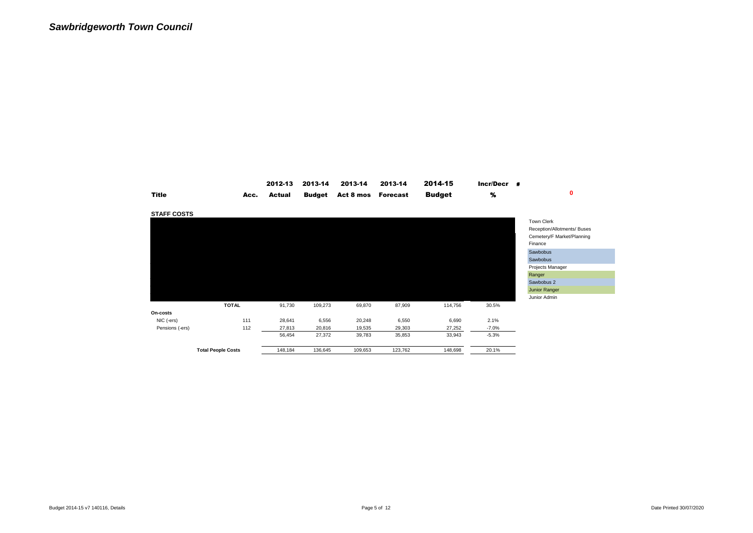# *Sawbridgeworth Town Council*

| Title | Acc. | 2012-13 Actual | 2013-14 Budget | 2013-14 Act 8 mos | 2013-14 Forecast | 2014-15 Budget | Incr/Decr % | # |
|---|---|---|---|---|---|---|---|---|
| **STAFF COSTS** | | | | | | | | 0 |
| | | | | | | | | Town Clerk |
| | | | | | | | | Reception/Allotments/ Buses |
| | | | | | | | | Cemetery/F Market/Planning |
| | | | | | | | | Finance |
| | | | | | | | | Sawbobus |
| | | | | | | | | Sawbobus |
| | | | | | | | | Projects Manager |
| | | | | | | | | Ranger |
| | | | | | | | | Sawbobus 2 |
| | | | | | | | | Junior Ranger |
| | | | | | | | | Junior Admin |
| **TOTAL** | | 91,730 | 109,273 | 69,870 | 87,909 | 114,756 | 30.5% | |
| **On-costs** | | | | | | | | |
| NIC (-ers) | 111 | 28,641 | 6,556 | 20,248 | 6,550 | 6,690 | 2.1% | |
| Pensions (-ers) | 112 | 27,813 | 20,816 | 19,535 | 29,303 | 27,252 | -7.0% | |
| | | 56,454 | 27,372 | 39,783 | 35,853 | 33,943 | -5.3% | |
| **Total People Costs** | | 148,184 | 136,645 | 109,653 | 123,762 | 148,698 | 20.1% | |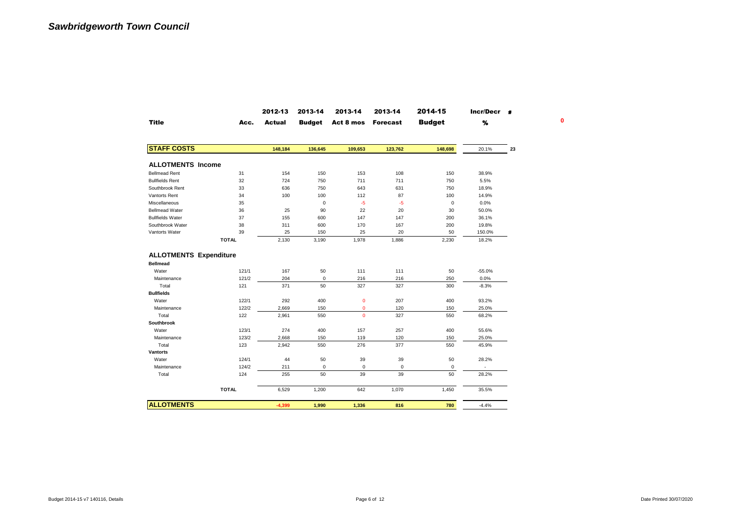# *Sawbridgeworth Town Council*

| Title | Acc. | 2012-13 Actual | 2013-14 Budget | 2013-14 Act 8 mos | 2013-14 Forecast | 2014-15 Budget | Incr/Decr % | # |
|---|---|---|---|---|---|---|---|---|
| | | | | | | | | 0 |
| **STAFF COSTS** | | **148,184** | **136,645** | **109,653** | **123,762** | **148,698** | 20.1% | 23 |
| **ALLOTMENTS Income** | | | | | | | | |
| Bellmead Rent | 31 | 154 | 150 | 153 | 108 | 150 | 38.9% | |
| Bullfields Rent | 32 | 724 | 750 | 711 | 711 | 750 | 5.5% | |
| Southbrook Rent | 33 | 636 | 750 | 643 | 631 | 750 | 18.9% | |
| Vantorts Rent | 34 | 100 | 100 | 112 | 87 | 100 | 14.9% | |
| Miscellaneous | 35 | | 0 | -5 | -5 | 0 | 0.0% | |
| Bellmead Water | 36 | 25 | 90 | 22 | 20 | 30 | 50.0% | |
| Bullfields Water | 37 | 155 | 600 | 147 | 147 | 200 | 36.1% | |
| Southbrook Water | 38 | 311 | 600 | 170 | 167 | 200 | 19.8% | |
| Vantorts Water | 39 | 25 | 150 | 25 | 20 | 50 | 150.0% | |
| **TOTAL** | | 2,130 | 3,190 | 1,978 | 1,886 | 2,230 | 18.2% | |
| **ALLOTMENTS Expenditure** | | | | | | | | |
| **Bellmead** | | | | | | | | |
| Water | 121/1 | 167 | 50 | 111 | 111 | 50 | -55.0% | |
| Maintenance | 121/2 | 204 | 0 | 216 | 216 | 250 | 0.0% | |
| Total | 121 | 371 | 50 | 327 | 327 | 300 | -8.3% | |
| **Bullfields** | | | | | | | | |
| Water | 122/1 | 292 | 400 | 0 | 207 | 400 | 93.2% | |
| Maintenance | 122/2 | 2,669 | 150 | 0 | 120 | 150 | 25.0% | |
| Total | 122 | 2,961 | 550 | 0 | 327 | 550 | 68.2% | |
| **Southbrook** | | | | | | | | |
| Water | 123/1 | 274 | 400 | 157 | 257 | 400 | 55.6% | |
| Maintenance | 123/2 | 2,668 | 150 | 119 | 120 | 150 | 25.0% | |
| Total | 123 | 2,942 | 550 | 276 | 377 | 550 | 45.9% | |
| **Vantorts** | | | | | | | | |
| Water | 124/1 | 44 | 50 | 39 | 39 | 50 | 28.2% | |
| Maintenance | 124/2 | 211 | 0 | 0 | 0 | 0 | - | |
| Total | 124 | 255 | 50 | 39 | 39 | 50 | 28.2% | |
| **TOTAL** | | 6,529 | 1,200 | 642 | 1,070 | 1,450 | 35.5% | |
| **ALLOTMENTS** | | **-4,399** | **1,990** | **1,336** | **816** | **780** | -4.4% | |

Budget 2014-15 v7 140116, Details — Date Printed 30/07/2020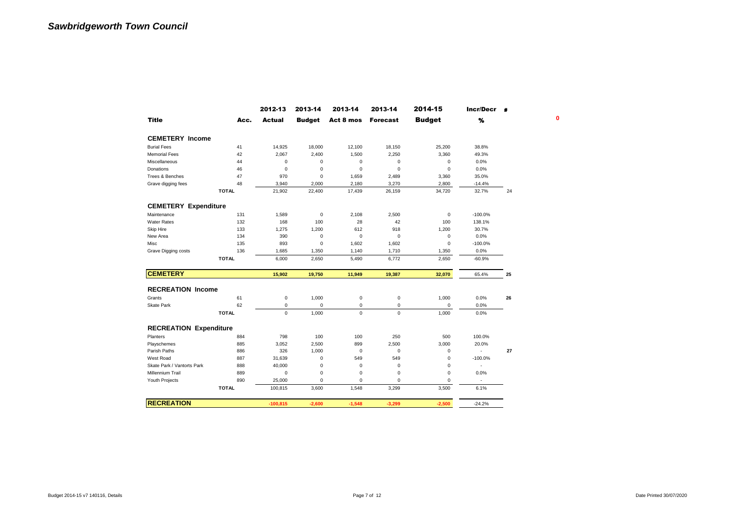# *Sawbridgeworth Town Council*

| Title | Acc. | 2012-13 Actual | 2013-14 Budget | 2013-14 Act 8 mos | 2013-14 Forecast | 2014-15 Budget | Incr/Decr % | # |
|---|---|---|---|---|---|---|---|---|
| **CEMETERY Income** | | | | | | | | |
| Burial Fees | 41 | 14,925 | 18,000 | 12,100 | 18,150 | 25,200 | 38.8% | |
| Memorial Fees | 42 | 2,067 | 2,400 | 1,500 | 2,250 | 3,360 | 49.3% | |
| Miscellaneous | 44 | 0 | 0 | 0 | 0 | 0 | 0.0% | |
| Donations | 46 | 0 | 0 | 0 | 0 | 0 | 0.0% | |
| Trees & Benches | 47 | 970 | 0 | 1,659 | 2,489 | 3,360 | 35.0% | |
| Grave digging fees | 48 | 3,940 | 2,000 | 2,180 | 3,270 | 2,800 | -14.4% | |
| | **TOTAL** | 21,902 | 22,400 | 17,439 | 26,159 | 34,720 | 32.7% | 24 |
| **CEMETERY Expenditure** | | | | | | | | |
| Maintenance | 131 | 1,589 | 0 | 2,108 | 2,500 | 0 | -100.0% | |
| Water Rates | 132 | 168 | 100 | 28 | 42 | 100 | 138.1% | |
| Skip Hire | 133 | 1,275 | 1,200 | 612 | 918 | 1,200 | 30.7% | |
| New Area | 134 | 390 | 0 | 0 | 0 | 0 | 0.0% | |
| Misc | 135 | 893 | 0 | 1,602 | 1,602 | 0 | -100.0% | |
| Grave Digging costs | 136 | 1,685 | 1,350 | 1,140 | 1,710 | 1,350 | 0.0% | |
| | **TOTAL** | 6,000 | 2,650 | 5,490 | 6,772 | 2,650 | -60.9% | |
| **CEMETERY** | | **15,902** | **19,750** | **11,949** | **19,387** | **32,070** | 65.4% | **25** |
| **RECREATION Income** | | | | | | | | |
| Grants | 61 | 0 | 1,000 | 0 | 0 | 1,000 | 0.0% | **26** |
| Skate Park | 62 | 0 | 0 | 0 | 0 | 0 | 0.0% | |
| | **TOTAL** | 0 | 1,000 | 0 | 0 | 1,000 | 0.0% | |
| **RECREATION Expenditure** | | | | | | | | |
| Planters | 884 | 798 | 100 | 100 | 250 | 500 | 100.0% | |
| Playschemes | 885 | 3,052 | 2,500 | 899 | 2,500 | 3,000 | 20.0% | |
| Parish Paths | 886 | 326 | 1,000 | 0 | 0 | 0 | - | **27** |
| West Road | 887 | 31,639 | 0 | 549 | 549 | 0 | -100.0% | |
| Skate Park / Vantorts Park | 888 | 40,000 | 0 | 0 | 0 | 0 | - | |
| Millennium Trail | 889 | 0 | 0 | 0 | 0 | 0 | 0.0% | |
| Youth Projects | 890 | 25,000 | 0 | 0 | 0 | 0 | - | |
| | **TOTAL** | 100,815 | 3,600 | 1,548 | 3,299 | 3,500 | 6.1% | |
| **RECREATION** | | **-100,815** | **-2,600** | **-1,548** | **-3,299** | **-2,500** | -24.2% | |

**0**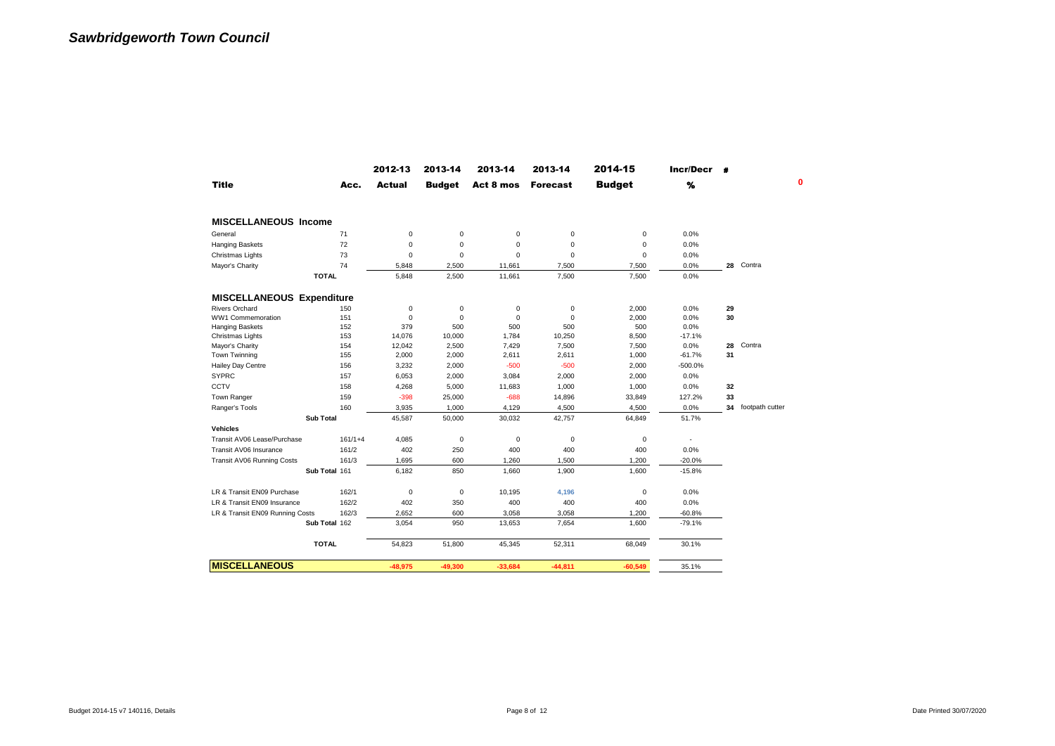# *Sawbridgeworth Town Council*

| Title | Acc. | 2012-13 Actual | 2013-14 Budget | 2013-14 Act 8 mos | 2013-14 Forecast | 2014-15 Budget | Incr/Decr % | # | | 0 |
|---|---|---|---|---|---|---|---|---|---|---|
| **MISCELLANEOUS Income** | | | | | | | | | | |
| General | 71 | 0 | 0 | 0 | 0 | 0 | 0.0% | | | |
| Hanging Baskets | 72 | 0 | 0 | 0 | 0 | 0 | 0.0% | | | |
| Christmas Lights | 73 | 0 | 0 | 0 | 0 | 0 | 0.0% | | | |
| Mayor's Charity | 74 | 5,848 | 2,500 | 11,661 | 7,500 | 7,500 | 0.0% | 28 | Contra | |
| **TOTAL** | | 5,848 | 2,500 | 11,661 | 7,500 | 7,500 | 0.0% | | | |
| **MISCELLANEOUS Expenditure** | | | | | | | | | | |
| Rivers Orchard | 150 | 0 | 0 | 0 | 0 | 2,000 | 0.0% | 29 | | |
| WW1 Commemoration | 151 | 0 | 0 | 0 | 0 | 2,000 | 0.0% | 30 | | |
| Hanging Baskets | 152 | 379 | 500 | 500 | 500 | 500 | 0.0% | | | |
| Christmas Lights | 153 | 14,076 | 10,000 | 1,784 | 10,250 | 8,500 | -17.1% | | | |
| Mayor's Charity | 154 | 12,042 | 2,500 | 7,429 | 7,500 | 7,500 | 0.0% | 28 | Contra | |
| Town Twinning | 155 | 2,000 | 2,000 | 2,611 | 2,611 | 1,000 | -61.7% | 31 | | |
| Hailey Day Centre | 156 | 3,232 | 2,000 | -500 | -500 | 2,000 | -500.0% | | | |
| SYPRC | 157 | 6,053 | 2,000 | 3,084 | 2,000 | 2,000 | 0.0% | | | |
| CCTV | 158 | 4,268 | 5,000 | 11,683 | 1,000 | 1,000 | 0.0% | 32 | | |
| Town Ranger | 159 | -398 | 25,000 | -688 | 14,896 | 33,849 | 127.2% | 33 | | |
| Ranger's Tools | 160 | 3,935 | 1,000 | 4,129 | 4,500 | 4,500 | 0.0% | 34 | footpath cutter | |
| **Sub Total** | | 45,587 | 50,000 | 30,032 | 42,757 | 64,849 | 51.7% | | | |
| **Vehicles** | | | | | | | | | | |
| Transit AV06 Lease/Purchase | 161/1+4 | 4,085 | 0 | 0 | 0 | 0 | - | | | |
| Transit AV06 Insurance | 161/2 | 402 | 250 | 400 | 400 | 400 | 0.0% | | | |
| Transit AV06 Running Costs | 161/3 | 1,695 | 600 | 1,260 | 1,500 | 1,200 | -20.0% | | | |
| **Sub Total** | 161 | 6,182 | 850 | 1,660 | 1,900 | 1,600 | -15.8% | | | |
| LR & Transit EN09 Purchase | 162/1 | 0 | 0 | 10,195 | 4,196 | 0 | 0.0% | | | |
| LR & Transit EN09 Insurance | 162/2 | 402 | 350 | 400 | 400 | 400 | 0.0% | | | |
| LR & Transit EN09 Running Costs | 162/3 | 2,652 | 600 | 3,058 | 3,058 | 1,200 | -60.8% | | | |
| **Sub Total** | 162 | 3,054 | 950 | 13,653 | 7,654 | 1,600 | -79.1% | | | |
| **TOTAL** | | 54,823 | 51,800 | 45,345 | 52,311 | 68,049 | 30.1% | | | |
| **MISCELLANEOUS** | | **-48,975** | **-49,300** | **-33,684** | **-44,811** | **-60,549** | 35.1% | | | |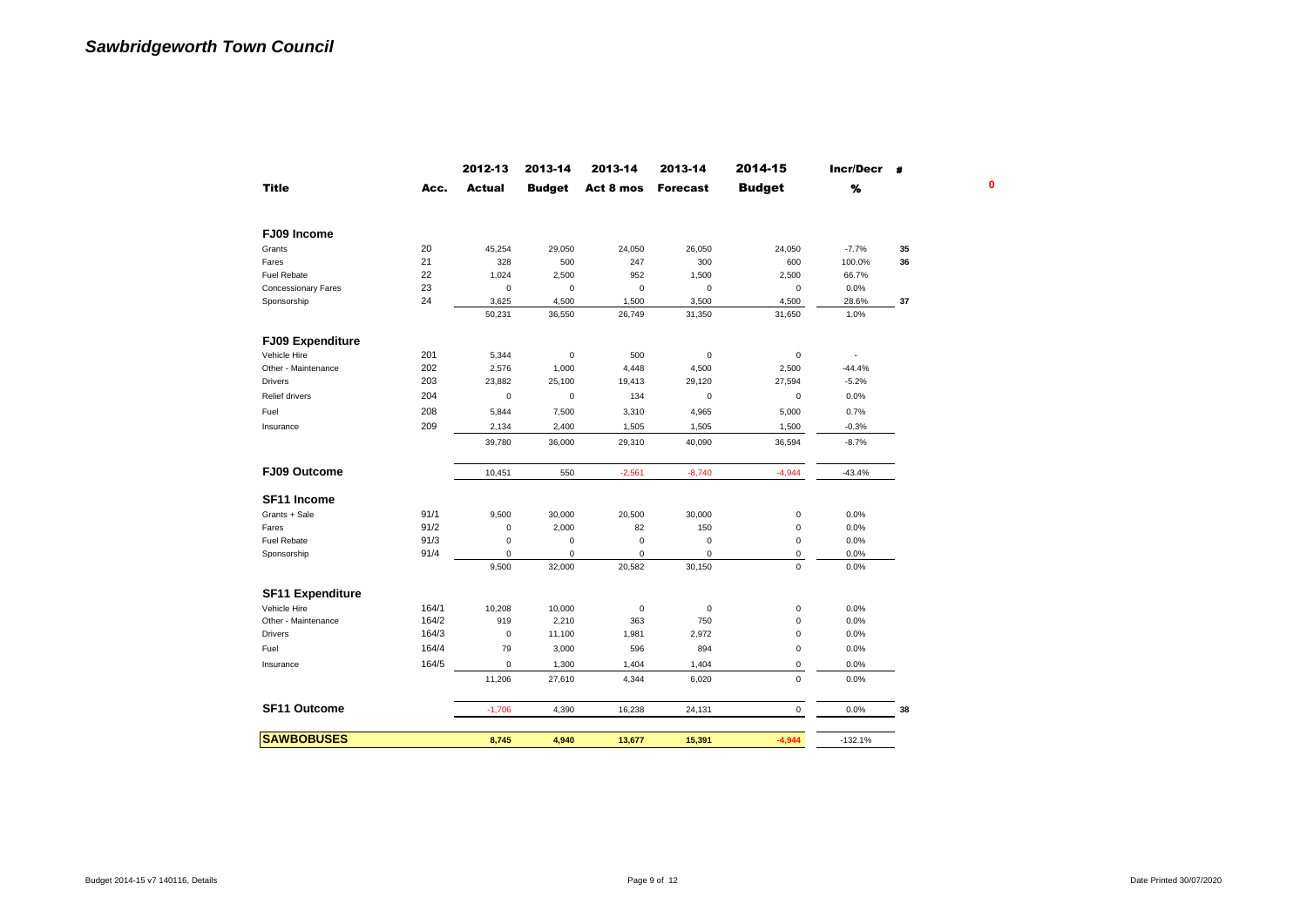# *Sawbridgeworth Town Council*

| Title | Acc. | 2012-13 Actual | 2013-14 Budget | 2013-14 Act 8 mos | 2013-14 Forecast | 2014-15 Budget | Incr/Decr % | # |
|---|---|---|---|---|---|---|---|---|
| **FJ09 Income** | | | | | | | | |
| Grants | 20 | 45,254 | 29,050 | 24,050 | 26,050 | 24,050 | -7.7% | 35 |
| Fares | 21 | 328 | 500 | 247 | 300 | 600 | 100.0% | 36 |
| Fuel Rebate | 22 | 1,024 | 2,500 | 952 | 1,500 | 2,500 | 66.7% | |
| Concessionary Fares | 23 | 0 | 0 | 0 | 0 | 0 | 0.0% | |
| Sponsorship | 24 | 3,625 | 4,500 | 1,500 | 3,500 | 4,500 | 28.6% | 37 |
| | | 50,231 | 36,550 | 26,749 | 31,350 | 31,650 | 1.0% | |
| **FJ09 Expenditure** | | | | | | | | |
| Vehicle Hire | 201 | 5,344 | 0 | 500 | 0 | 0 | - | |
| Other - Maintenance | 202 | 2,576 | 1,000 | 4,448 | 4,500 | 2,500 | -44.4% | |
| Drivers | 203 | 23,882 | 25,100 | 19,413 | 29,120 | 27,594 | -5.2% | |
| Relief drivers | 204 | 0 | 0 | 134 | 0 | 0 | 0.0% | |
| Fuel | 208 | 5,844 | 7,500 | 3,310 | 4,965 | 5,000 | 0.7% | |
| Insurance | 209 | 2,134 | 2,400 | 1,505 | 1,505 | 1,500 | -0.3% | |
| | | 39,780 | 36,000 | 29,310 | 40,090 | 36,594 | -8.7% | |
| **FJ09 Outcome** | | 10,451 | 550 | -2,561 | -8,740 | -4,944 | -43.4% | |
| **SF11 Income** | | | | | | | | |
| Grants + Sale | 91/1 | 9,500 | 30,000 | 20,500 | 30,000 | 0 | 0.0% | |
| Fares | 91/2 | 0 | 2,000 | 82 | 150 | 0 | 0.0% | |
| Fuel Rebate | 91/3 | 0 | 0 | 0 | 0 | 0 | 0.0% | |
| Sponsorship | 91/4 | 0 | 0 | 0 | 0 | 0 | 0.0% | |
| | | 9,500 | 32,000 | 20,582 | 30,150 | 0 | 0.0% | |
| **SF11 Expenditure** | | | | | | | | |
| Vehicle Hire | 164/1 | 10,208 | 10,000 | 0 | 0 | 0 | 0.0% | |
| Other - Maintenance | 164/2 | 919 | 2,210 | 363 | 750 | 0 | 0.0% | |
| Drivers | 164/3 | 0 | 11,100 | 1,981 | 2,972 | 0 | 0.0% | |
| Fuel | 164/4 | 79 | 3,000 | 596 | 894 | 0 | 0.0% | |
| Insurance | 164/5 | 0 | 1,300 | 1,404 | 1,404 | 0 | 0.0% | |
| | | 11,206 | 27,610 | 4,344 | 6,020 | 0 | 0.0% | |
| **SF11 Outcome** | | -1,706 | 4,390 | 16,238 | 24,131 | 0 | 0.0% | 38 |
| **SAWBOBUSES** | | **8,745** | **4,940** | **13,677** | **15,391** | **-4,944** | -132.1% | |

0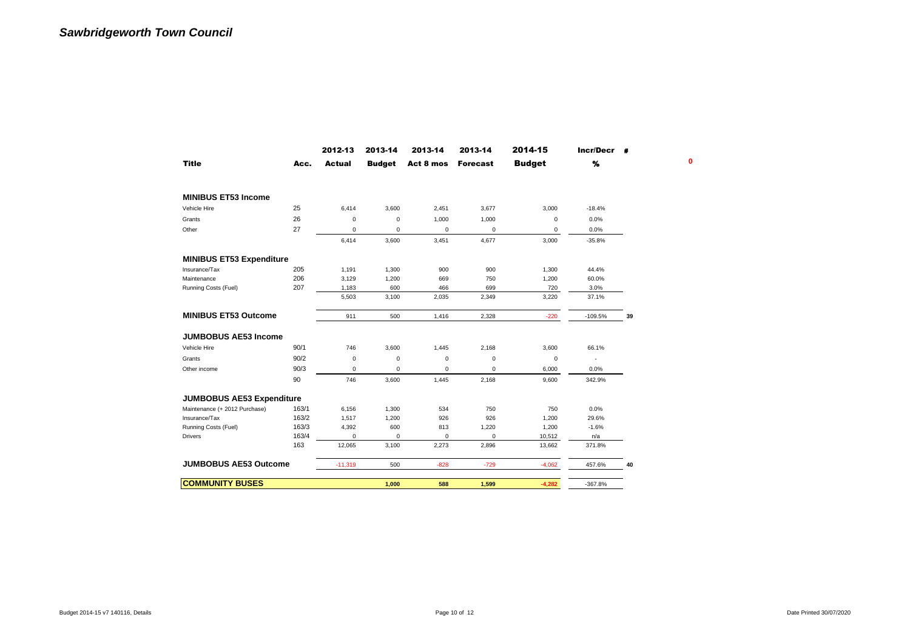# *Sawbridgeworth Town Council*

| Title | Acc. | 2012-13 Actual | 2013-14 Budget | 2013-14 Act 8 mos | 2013-14 Forecast | 2014-15 Budget | Incr/Decr % | # |
|---|---|---|---|---|---|---|---|---|
| **MINIBUS ET53 Income** | | | | | | | | |
| Vehicle Hire | 25 | 6,414 | 3,600 | 2,451 | 3,677 | 3,000 | -18.4% | |
| Grants | 26 | 0 | 0 | 1,000 | 1,000 | 0 | 0.0% | |
| Other | 27 | 0 | 0 | 0 | 0 | 0 | 0.0% | |
| | | 6,414 | 3,600 | 3,451 | 4,677 | 3,000 | -35.8% | |
| **MINIBUS ET53 Expenditure** | | | | | | | | |
| Insurance/Tax | 205 | 1,191 | 1,300 | 900 | 900 | 1,300 | 44.4% | |
| Maintenance | 206 | 3,129 | 1,200 | 669 | 750 | 1,200 | 60.0% | |
| Running Costs (Fuel) | 207 | 1,183 | 600 | 466 | 699 | 720 | 3.0% | |
| | | 5,503 | 3,100 | 2,035 | 2,349 | 3,220 | 37.1% | |
| **MINIBUS ET53 Outcome** | | 911 | 500 | 1,416 | 2,328 | -220 | -109.5% | 39 |
| **JUMBOBUS AE53 Income** | | | | | | | | |
| Vehicle Hire | 90/1 | 746 | 3,600 | 1,445 | 2,168 | 3,600 | 66.1% | |
| Grants | 90/2 | 0 | 0 | 0 | 0 | 0 | - | |
| Other income | 90/3 | 0 | 0 | 0 | 0 | 6,000 | 0.0% | |
| | 90 | 746 | 3,600 | 1,445 | 2,168 | 9,600 | 342.9% | |
| **JUMBOBUS AE53 Expenditure** | | | | | | | | |
| Maintenance (+ 2012 Purchase) | 163/1 | 6,156 | 1,300 | 534 | 750 | 750 | 0.0% | |
| Insurance/Tax | 163/2 | 1,517 | 1,200 | 926 | 926 | 1,200 | 29.6% | |
| Running Costs (Fuel) | 163/3 | 4,392 | 600 | 813 | 1,220 | 1,200 | -1.6% | |
| Drivers | 163/4 | 0 | 0 | 0 | 0 | 10,512 | n/a | |
| | 163 | 12,065 | 3,100 | 2,273 | 2,896 | 13,662 | 371.8% | |
| **JUMBOBUS AE53 Outcome** | | -11,319 | 500 | -828 | -729 | -4,062 | 457.6% | 40 |
| **COMMUNITY BUSES** | | | **1,000** | **588** | **1,599** | **-4,282** | -367.8% | |

**0**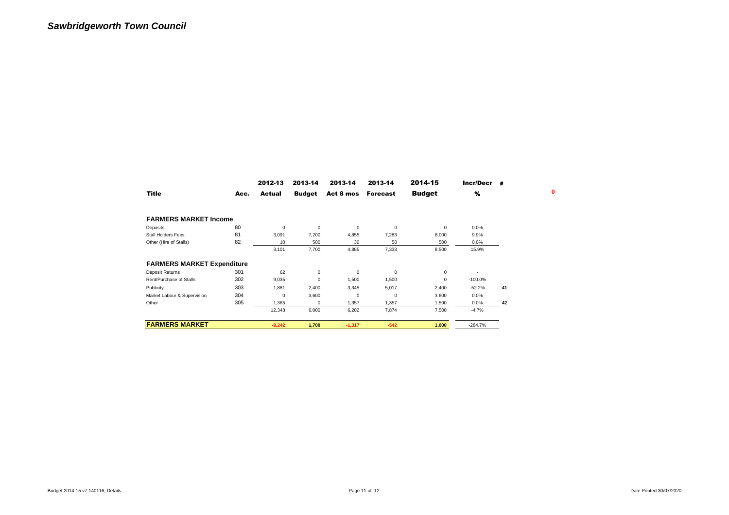# *Sawbridgeworth Town Council*

| Title | Acc. | 2012-13 Actual | 2013-14 Budget | 2013-14 Act 8 mos | 2013-14 Forecast | 2014-15 Budget | Incr/Decr % | # |
|---|---|---|---|---|---|---|---|---|
| **FARMERS MARKET Income** | | | | | | | | |
| Deposits | 80 | 0 | 0 | 0 | 0 | 0 | 0.0% | |
| Stall Holders Fees | 81 | 3,091 | 7,200 | 4,855 | 7,283 | 8,000 | 9.9% | |
| Other (Hire of Stalls) | 82 | 10 | 500 | 30 | 50 | 500 | 0.0% | |
| | | 3,101 | 7,700 | 4,885 | 7,333 | 8,500 | 15.9% | |
| **FARMERS MARKET Expenditure** | | | | | | | | |
| Deposit Returns | 301 | 62 | 0 | 0 | 0 | 0 | - | |
| Rent/Purchase of Stalls | 302 | 9,035 | 0 | 1,500 | 1,500 | 0 | -100.0% | |
| Publicity | 303 | 1,881 | 2,400 | 3,345 | 5,017 | 2,400 | -52.2% | 41 |
| Market Labour & Supervision | 304 | 0 | 3,600 | 0 | 0 | 3,600 | 0.0% | |
| Other | 305 | 1,365 | 0 | 1,357 | 1,357 | 1,500 | 0.0% | 42 |
| | | 12,343 | 6,000 | 6,202 | 7,874 | 7,500 | -4.7% | |
| **FARMERS MARKET** | | -9,242 | 1,700 | -1,317 | -542 | 1,000 | -284.7% | |

0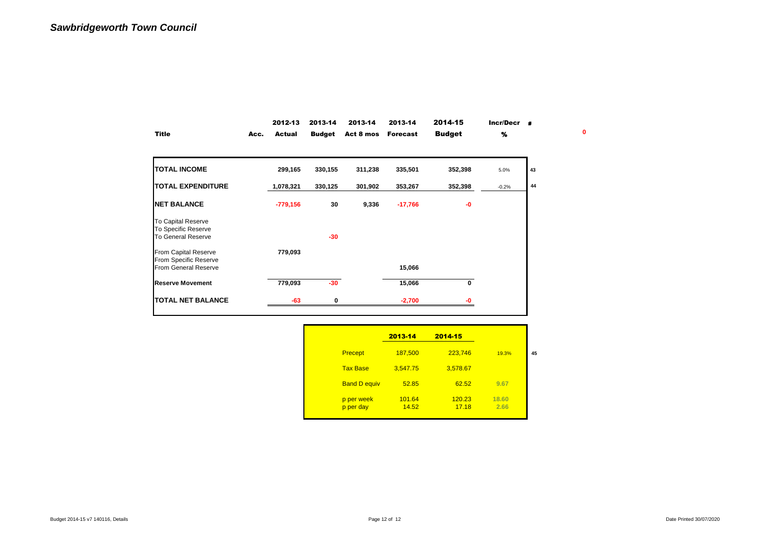# *Sawbridgeworth Town Council*

| Title | Acc. | 2012-13 Actual | 2013-14 Budget | 2013-14 Act 8 mos | 2013-14 Forecast | 2014-15 Budget | Incr/Decr % | # |
|---|---|---|---|---|---|---|---|---|
| **TOTAL INCOME** | | 299,165 | 330,155 | 311,238 | 335,501 | 352,398 | 5.0% | 43 |
| **TOTAL EXPENDITURE** | | 1,078,321 | 330,125 | 301,902 | 353,267 | 352,398 | -0.2% | 44 |
| **NET BALANCE** | | -779,156 | 30 | 9,336 | -17,766 | -0 | | |
| To Capital Reserve | | | | | | | | |
| To Specific Reserve | | | | | | | | |
| To General Reserve | | | -30 | | | | | |
| From Capital Reserve | | 779,093 | | | | | | |
| From Specific Reserve | | | | | | | | |
| From General Reserve | | | | | 15,066 | | | |
| **Reserve Movement** | | 779,093 | -30 | | 15,066 | 0 | | |
| **TOTAL NET BALANCE** | | -63 | 0 | | -2,700 | -0 | | |

0

| | 2013-14 | 2014-15 | | |
|---|---|---|---|---|
| Precept | 187,500 | 223,746 | 19.3% | 45 |
| Tax Base | 3,547.75 | 3,578.67 | | |
| Band D equiv | 52.85 | 62.52 | 9.67 | |
| p per week | 101.64 | 120.23 | 18.60 | |
| p per day | 14.52 | 17.18 | 2.66 | |

Budget 2014-15 v7 140116, Details

Date Printed 30/07/2020